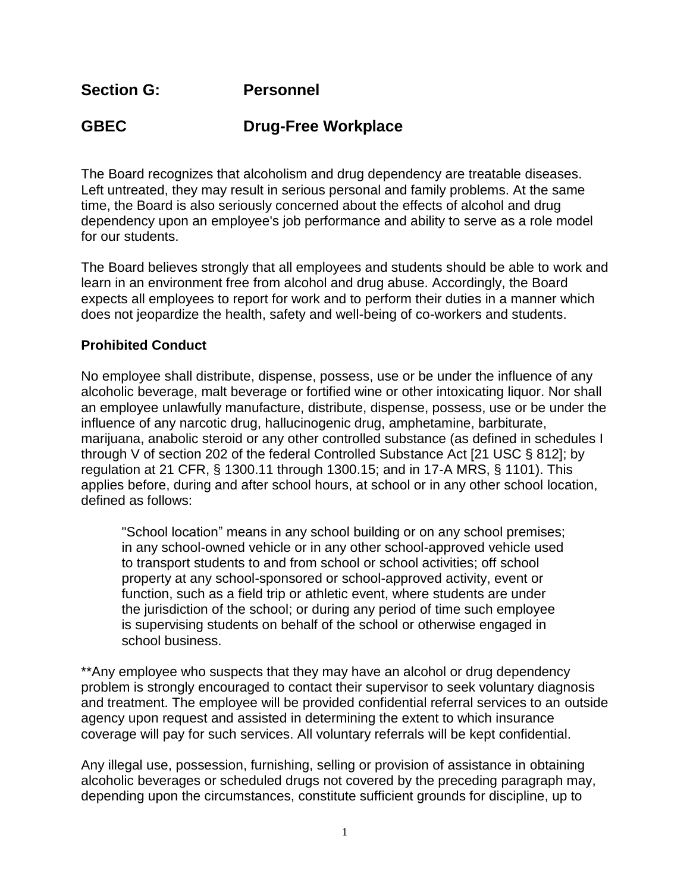## Section G: Personnel

## GBEC Drug-Free Workplace

The Board recognizes that alcoholism and drug dependency are treatable diseases. Left untreated, they may result in serious personal and family problems. At the same time, the Board is also seriously concerned about the effects of alcohol and drug dependency upon an employee's job performance and ability to serve as a role model for our students.

The Board believes strongly that all employees and students should be able to work and learn in an environment free from alcohol and drug abuse. Accordingly, the Board expects all employees to report for work and to perform their duties in a manner which does not jeopardize the health, safety and well-being of co-workers and students.

### Prohibited Conduct

No employee shall distribute, dispense, possess, use or be under the influence of any alcoholic beverage, malt beverage or fortified wine or other intoxicating liquor. Nor shall an employee unlawfully manufacture, distribute, dispense, possess, use or be under the influence of any narcotic drug, hallucinogenic drug, amphetamine, barbiturate, marijuana, anabolic steroid or any other controlled substance (as defined in schedules I through V of section 202 of the federal Controlled Substance Act [21 USC § 812]; by regulation at 21 CFR, § 1300.11 through 1300.15; and in 17-A MRS, § 1101). This applies before, during and after school hours, at school or in any other school location, defined as follows:

> "School location" means in any school building or on any school premises; in any school-owned vehicle or in any other school-approved vehicle used to transport students to and from school or school activities; off school property at any school-sponsored or school-approved activity, event or function, such as a field trip or athletic event, where students are under the jurisdiction of the school; or during any period of time such employee is supervising students on behalf of the school or otherwise engaged in school business.

**Any employee who suspects that they may have an alcohol or drug dependency problem is strongly encouraged to contact their supervisor to seek voluntary diagnosis and treatment. The employee will be provided confidential referral services to an outside agency upon request and assisted in determining the extent to which insurance coverage will pay for such services. All voluntary referrals will be kept confidential.

Any illegal use, possession, furnishing, selling or provision of assistance in obtaining alcoholic beverages or scheduled drugs not covered by the preceding paragraph may, depending upon the circumstances, constitute sufficient grounds for discipline, up to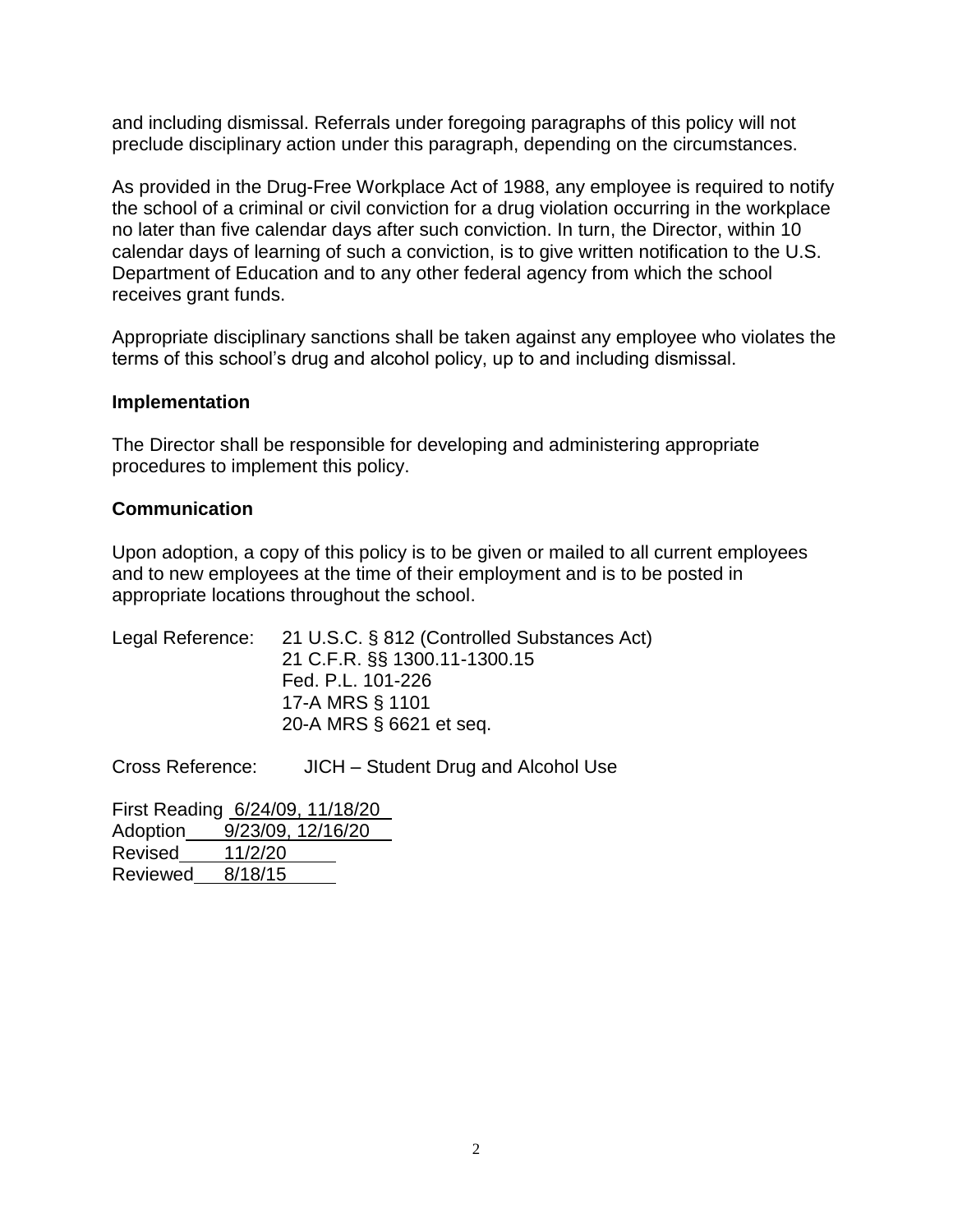and including dismissal. Referrals under foregoing paragraphs of this policy will not preclude disciplinary action under this paragraph, depending on the circumstances.

As provided in the Drug-Free Workplace Act of 1988, any employee is required to notify the school of a criminal or civil conviction for a drug violation occurring in the workplace no later than five calendar days after such conviction. In turn, the Director, within 10 calendar days of learning of such a conviction, is to give written notification to the U.S. Department of Education and to any other federal agency from which the school receives grant funds.

Appropriate disciplinary sanctions shall be taken against any employee who violates the terms of this school's drug and alcohol policy, up to and including dismissal.

**Implementation**

The Director shall be responsible for developing and administering appropriate procedures to implement this policy.

**Communication**

Upon adoption, a copy of this policy is to be given or mailed to all current employees and to new employees at the time of their employment and is to be posted in appropriate locations throughout the school.

Legal Reference: 21 U.S.C. § 812 (Controlled Substances Act)
21 C.F.R. §§ 1300.11-1300.15
Fed. P.L. 101-226
17-A MRS § 1101
20-A MRS § 6621 et seq.

Cross Reference: JICH – Student Drug and Alcohol Use

First Reading 6/24/09, 11/18/20
Adoption 9/23/09, 12/16/20
Revised 11/2/20
Reviewed 8/18/15